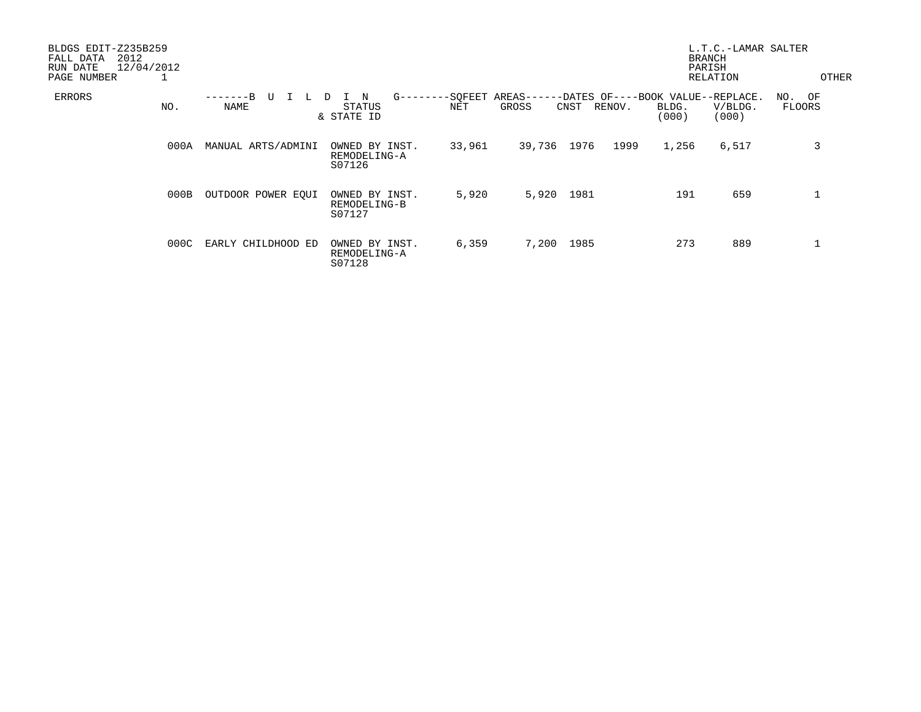BLDGS EDIT-Z235B259
FALL DATA 2012
RUN DATE 12/04/2012
PAGE NUMBER 1

L.T.C.-LAMAR SALTER
BRANCH
PARISH
RELATION

OTHER

| ERRORS | NO. | BUILDING NAME | STATUS & STATE ID | SQFEET AREAS NET | SQFEET AREAS GROSS | DATES OF CNST | DATES OF RENOV. | BOOK VALUE BLDG. (000) | REPLACE. V/BLDG. (000) | NO. OF FLOORS |
|---|---|---|---|---|---|---|---|---|---|---|
| | 000A | MANUAL ARTS/ADMINI | OWNED BY INST. REMODELING-A S07126 | 33,961 | 39,736 | 1976 | 1999 | 1,256 | 6,517 | 3 |
| | 000B | OUTDOOR POWER EQUI | OWNED BY INST. REMODELING-B S07127 | 5,920 | 5,920 | 1981 | | 191 | 659 | 1 |
| | 000C | EARLY CHILDHOOD ED | OWNED BY INST. REMODELING-A S07128 | 6,359 | 7,200 | 1985 | | 273 | 889 | 1 |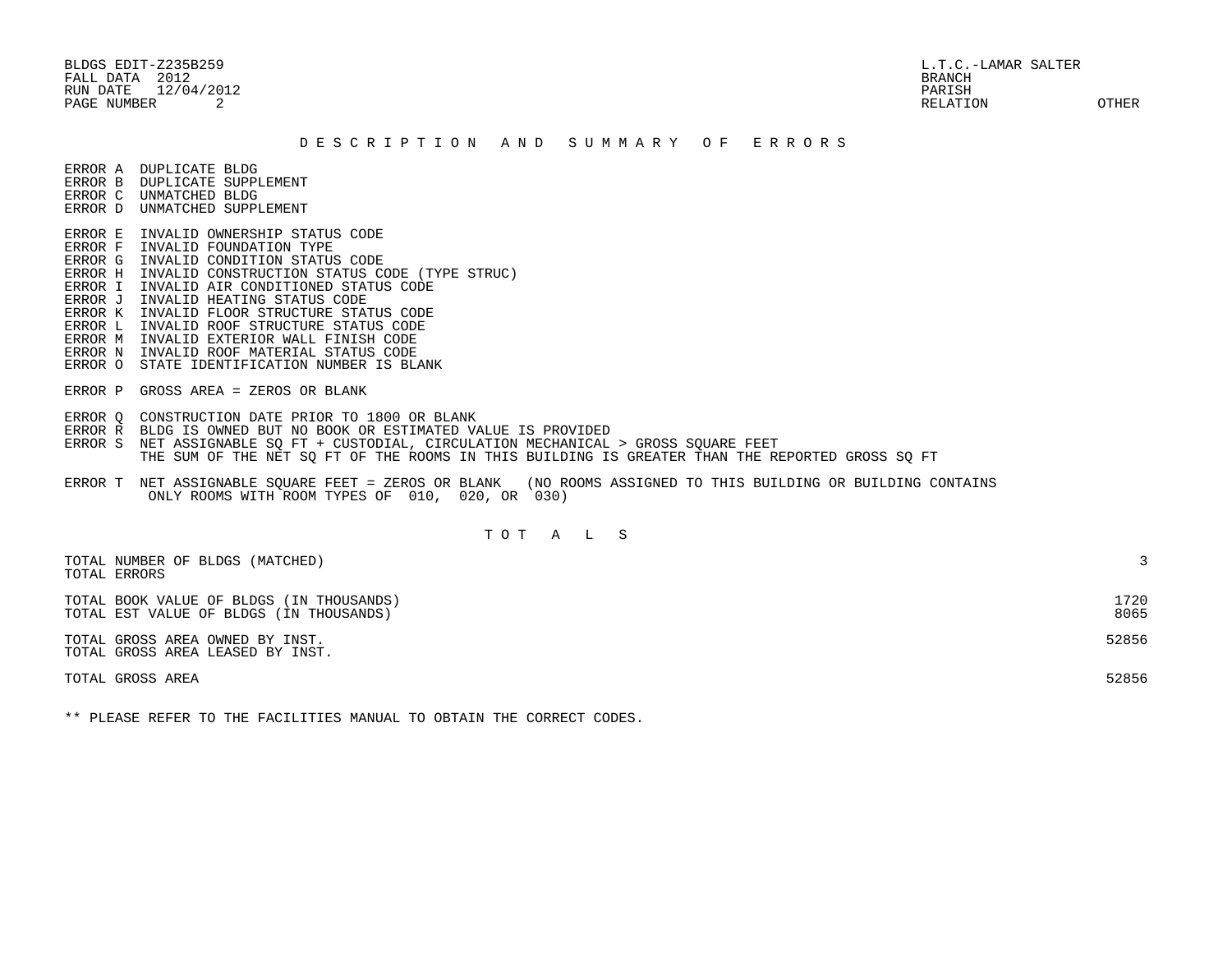BLDGS EDIT-Z235B259
FALL DATA 2012
RUN DATE 12/04/2012
PAGE NUMBER 2

L.T.C.-LAMAR SALTER
BRANCH
PARISH
RELATION OTHER

## D E S C R I P T I O N  A N D  S U M M A R Y  O F  E R R O R S

ERROR A DUPLICATE BLDG
ERROR B DUPLICATE SUPPLEMENT
ERROR C UNMATCHED BLDG
ERROR D UNMATCHED SUPPLEMENT

ERROR E INVALID OWNERSHIP STATUS CODE
ERROR F INVALID FOUNDATION TYPE
ERROR G INVALID CONDITION STATUS CODE
ERROR H INVALID CONSTRUCTION STATUS CODE (TYPE STRUC)
ERROR I INVALID AIR CONDITIONED STATUS CODE
ERROR J INVALID HEATING STATUS CODE
ERROR K INVALID FLOOR STRUCTURE STATUS CODE
ERROR L INVALID ROOF STRUCTURE STATUS CODE
ERROR M INVALID EXTERIOR WALL FINISH CODE
ERROR N INVALID ROOF MATERIAL STATUS CODE
ERROR O STATE IDENTIFICATION NUMBER IS BLANK

ERROR P GROSS AREA = ZEROS OR BLANK

ERROR Q CONSTRUCTION DATE PRIOR TO 1800 OR BLANK
ERROR R BLDG IS OWNED BUT NO BOOK OR ESTIMATED VALUE IS PROVIDED
ERROR S NET ASSIGNABLE SQ FT + CUSTODIAL, CIRCULATION MECHANICAL > GROSS SQUARE FEET
THE SUM OF THE NET SQ FT OF THE ROOMS IN THIS BUILDING IS GREATER THAN THE REPORTED GROSS SQ FT

ERROR T NET ASSIGNABLE SQUARE FEET = ZEROS OR BLANK (NO ROOMS ASSIGNED TO THIS BUILDING OR BUILDING CONTAINS ONLY ROOMS WITH ROOM TYPES OF 010, 020, OR 030)

## T O T A L S

| | |
|---|---|
| TOTAL NUMBER OF BLDGS (MATCHED) | 3 |
| TOTAL ERRORS | |
| TOTAL BOOK VALUE OF BLDGS (IN THOUSANDS) | 1720 |
| TOTAL EST VALUE OF BLDGS (IN THOUSANDS) | 8065 |
| TOTAL GROSS AREA OWNED BY INST. | 52856 |
| TOTAL GROSS AREA LEASED BY INST. | |
| TOTAL GROSS AREA | 52856 |

** PLEASE REFER TO THE FACILITIES MANUAL TO OBTAIN THE CORRECT CODES.